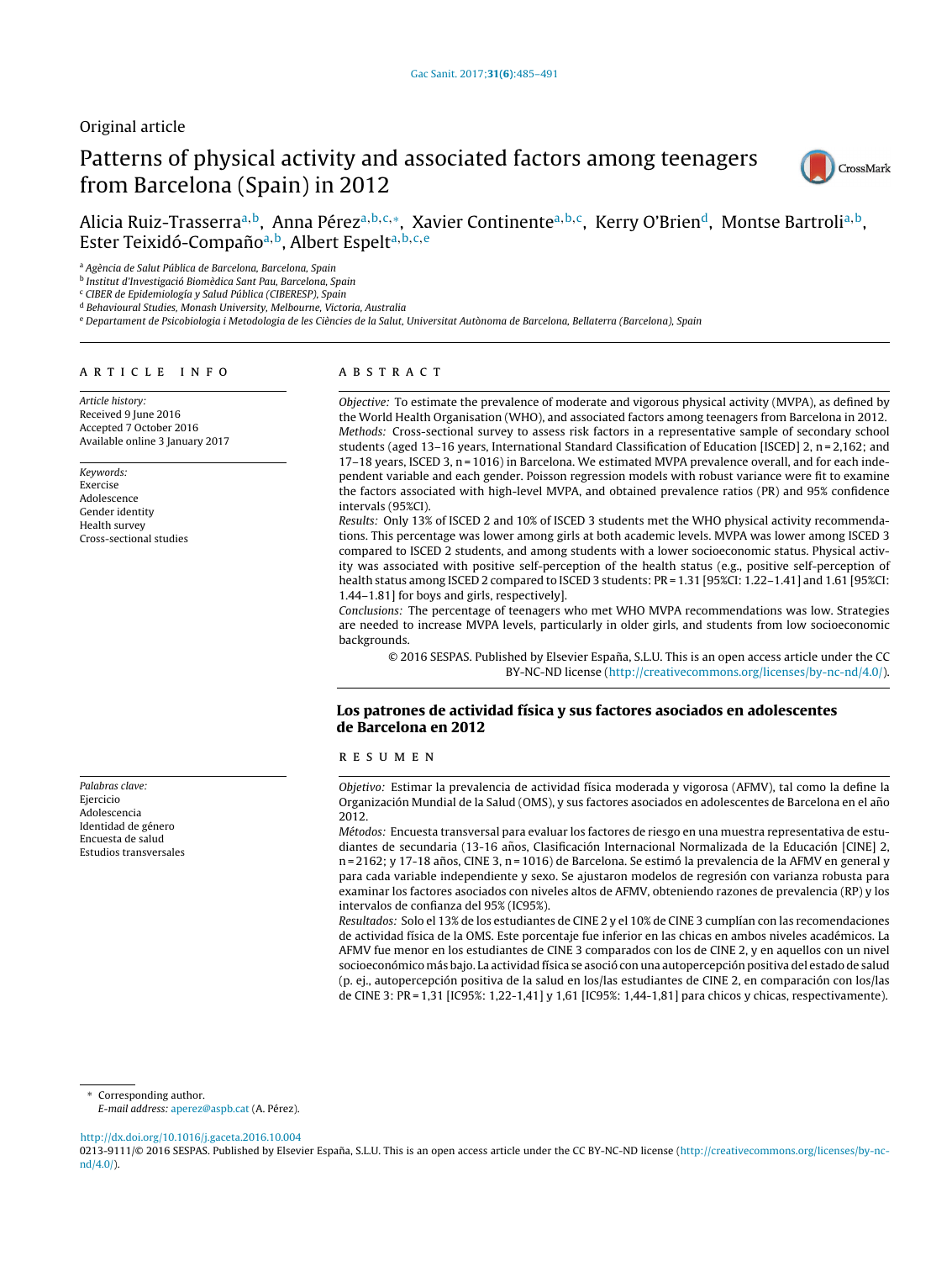Original article

# Patterns of physical activity and associated factors among teenagers from Barcelona (Spain) in 2012

Alicia Ruiz-Trasserra[a,b], Anna Pérez[a,b,c,*], Xavier Continente[a,b,c], Kerry O'Brien[d], Montse Bartroli[a,b], Ester Teixidó-Compaño[a,b], Albert Espelt[a,b,c,e]

[a] Agència de Salut Pública de Barcelona, Barcelona, Spain
[b] Institut d'Investigació Biomèdica Sant Pau, Barcelona, Spain
[c] CIBER de Epidemiología y Salud Pública (CIBERESP), Spain
[d] Behavioural Studies, Monash University, Melbourne, Victoria, Australia
[e] Departament de Psicobiologia i Metodologia de les Ciències de la Salut, Universitat Autònoma de Barcelona, Bellaterra (Barcelona), Spain

## ARTICLE INFO

*Article history:*
Received 9 June 2016
Accepted 7 October 2016
Available online 3 January 2017

*Keywords:*
Exercise
Adolescence
Gender identity
Health survey
Cross-sectional studies

## ABSTRACT

*Objective:* To estimate the prevalence of moderate and vigorous physical activity (MVPA), as defined by the World Health Organisation (WHO), and associated factors among teenagers from Barcelona in 2012.

*Methods:* Cross-sectional survey to assess risk factors in a representative sample of secondary school students (aged 13–16 years, International Standard Classification of Education [ISCED] 2, n = 2,162; and 17–18 years, ISCED 3, n = 1016) in Barcelona. We estimated MVPA prevalence overall, and for each independent variable and each gender. Poisson regression models with robust variance were fit to examine the factors associated with high-level MVPA, and obtained prevalence ratios (PR) and 95% confidence intervals (95%CI).

*Results:* Only 13% of ISCED 2 and 10% of ISCED 3 students met the WHO physical activity recommendations. This percentage was lower among girls at both academic levels. MVPA was lower among ISCED 3 compared to ISCED 2 students, and among students with a lower socioeconomic status. Physical activity was associated with positive self-perception of the health status (e.g., positive self-perception of health status among ISCED 2 compared to ISCED 3 students: PR = 1.31 [95%CI: 1.22–1.41] and 1.61 [95%CI: 1.44–1.81] for boys and girls, respectively].

*Conclusions:* The percentage of teenagers who met WHO MVPA recommendations was low. Strategies are needed to increase MVPA levels, particularly in older girls, and students from low socioeconomic backgrounds.

© 2016 SESPAS. Published by Elsevier España, S.L.U. This is an open access article under the CC BY-NC-ND license (http://creativecommons.org/licenses/by-nc-nd/4.0/).

## Los patrones de actividad física y sus factores asociados en adolescentes de Barcelona en 2012

*Palabras clave:*
Ejercicio
Adolescencia
Identidad de género
Encuesta de salud
Estudios transversales

## RESUMEN

*Objetivo:* Estimar la prevalencia de actividad física moderada y vigorosa (AFMV), tal como la define la Organización Mundial de la Salud (OMS), y sus factores asociados en adolescentes de Barcelona en el año 2012.

*Métodos:* Encuesta transversal para evaluar los factores de riesgo en una muestra representativa de estudiantes de secundaria (13-16 años, Clasificación Internacional Normalizada de la Educación [CINE] 2, n = 2162; y 17-18 años, CINE 3, n = 1016) de Barcelona. Se estimó la prevalencia de la AFMV en general y para cada variable independiente y sexo. Se ajustaron modelos de regresión con varianza robusta para examinar los factores asociados con niveles altos de AFMV, obteniendo razones de prevalencia (RP) y los intervalos de confianza del 95% (IC95%).

*Resultados:* Solo el 13% de los estudiantes de CINE 2 y el 10% de CINE 3 cumplían con las recomendaciones de actividad física de la OMS. Este porcentaje fue inferior en las chicas en ambos niveles académicos. La AFMV fue menor en los estudiantes de CINE 3 comparados con los de CINE 2, y en aquellos con un nivel socioeconómico más bajo. La actividad física se asoció con una autopercepción positiva del estado de salud (p. ej., autopercepción positiva de la salud en los/las estudiantes de CINE 2, en comparación con los/las de CINE 3: PR = 1,31 [IC95%: 1,22-1,41] y 1,61 [IC95%: 1,44-1,81] para chicos y chicas, respectivamente).

* Corresponding author.
*E-mail address:* aperez@aspb.cat (A. Pérez).

http://dx.doi.org/10.1016/j.gaceta.2016.10.004
0213-9111/© 2016 SESPAS. Published by Elsevier España, S.L.U. This is an open access article under the CC BY-NC-ND license (http://creativecommons.org/licenses/by-nc-nd/4.0/).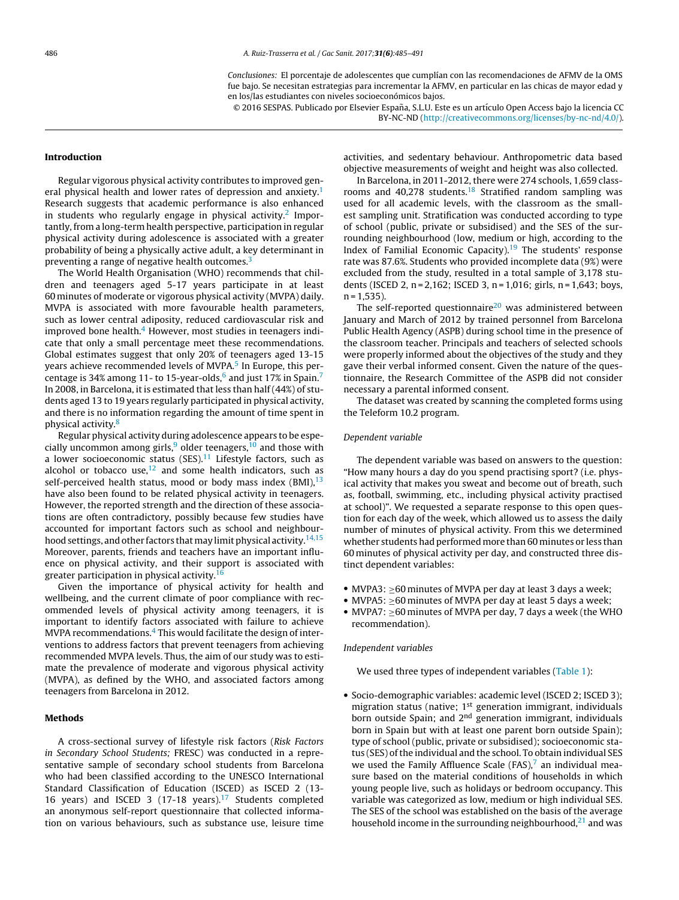*Conclusiones:* El porcentaje de adolescentes que cumplían con las recomendaciones de AFMV de la OMS fue bajo. Se necesitan estrategias para incrementar la AFMV, en particular en las chicas de mayor edad y en los/las estudiantes con niveles socioeconómicos bajos.

© 2016 SESPAS. Publicado por Elsevier España, S.L.U. Este es un artículo Open Access bajo la licencia CC BY-NC-ND (http://creativecommons.org/licenses/by-nc-nd/4.0/).

## Introduction

Regular vigorous physical activity contributes to improved general physical health and lower rates of depression and anxiety.[1] Research suggests that academic performance is also enhanced in students who regularly engage in physical activity.[2] Importantly, from a long-term health perspective, participation in regular physical activity during adolescence is associated with a greater probability of being a physically active adult, a key determinant in preventing a range of negative health outcomes.[3]

The World Health Organisation (WHO) recommends that children and teenagers aged 5-17 years participate in at least 60 minutes of moderate or vigorous physical activity (MVPA) daily. MVPA is associated with many favourable health parameters, such as lower central adiposity, reduced cardiovascular risk and improved bone health.[4] However, most studies in teenagers indicate that only a small percentage meet these recommendations. Global estimates suggest that only 20% of teenagers aged 13-15 years achieve recommended levels of MVPA.[5] In Europe, this percentage is 34% among 11- to 15-year-olds,[6] and just 17% in Spain.[7] In 2008, in Barcelona, it is estimated that less than half (44%) of students aged 13 to 19 years regularly participated in physical activity, and there is no information regarding the amount of time spent in physical activity.[8]

Regular physical activity during adolescence appears to be especially uncommon among girls,[9] older teenagers,[10] and those with a lower socioeconomic status (SES).[11] Lifestyle factors, such as alcohol or tobacco use,[12] and some health indicators, such as self-perceived health status, mood or body mass index (BMI),[13] have also been found to be related physical activity in teenagers. However, the reported strength and the direction of these associations are often contradictory, possibly because few studies have accounted for important factors such as school and neighbourhood settings, and other factors that may limit physical activity.[14,15] Moreover, parents, friends and teachers have an important influence on physical activity, and their support is associated with greater participation in physical activity.[16]

Given the importance of physical activity for health and wellbeing, and the current climate of poor compliance with recommended levels of physical activity among teenagers, it is important to identify factors associated with failure to achieve MVPA recommendations.[4] This would facilitate the design of interventions to address factors that prevent teenagers from achieving recommended MVPA levels. Thus, the aim of our study was to estimate the prevalence of moderate and vigorous physical activity (MVPA), as defined by the WHO, and associated factors among teenagers from Barcelona in 2012.

## Methods

A cross-sectional survey of lifestyle risk factors (*Risk Factors in Secondary School Students;* FRESC) was conducted in a representative sample of secondary school students from Barcelona who had been classified according to the UNESCO International Standard Classification of Education (ISCED) as ISCED 2 (13-16 years) and ISCED 3 (17-18 years).[17] Students completed an anonymous self-report questionnaire that collected information on various behaviours, such as substance use, leisure time activities, and sedentary behaviour. Anthropometric data based objective measurements of weight and height was also collected.

In Barcelona, in 2011-2012, there were 274 schools, 1,659 classrooms and 40,278 students.[18] Stratified random sampling was used for all academic levels, with the classroom as the smallest sampling unit. Stratification was conducted according to type of school (public, private or subsidised) and the SES of the surrounding neighbourhood (low, medium or high, according to the Index of Familial Economic Capacity).[19] The students' response rate was 87.6%. Students who provided incomplete data (9%) were excluded from the study, resulted in a total sample of 3,178 students (ISCED 2, n = 2,162; ISCED 3, n = 1,016; girls, n = 1,643; boys, n = 1,535).

The self-reported questionnaire[20] was administered between January and March of 2012 by trained personnel from Barcelona Public Health Agency (ASPB) during school time in the presence of the classroom teacher. Principals and teachers of selected schools were properly informed about the objectives of the study and they gave their verbal informed consent. Given the nature of the questionnaire, the Research Committee of the ASPB did not consider necessary a parental informed consent.

The dataset was created by scanning the completed forms using the Teleform 10.2 program.

### *Dependent variable*

The dependent variable was based on answers to the question: "How many hours a day do you spend practising sport? (i.e. physical activity that makes you sweat and become out of breath, such as, football, swimming, etc., including physical activity practised at school)". We requested a separate response to this open question for each day of the week, which allowed us to assess the daily number of minutes of physical activity. From this we determined whether students had performed more than 60 minutes or less than 60 minutes of physical activity per day, and constructed three distinct dependent variables:

- MVPA3: ≥60 minutes of MVPA per day at least 3 days a week;
- MVPA5: ≥60 minutes of MVPA per day at least 5 days a week;
- MVPA7: ≥60 minutes of MVPA per day, 7 days a week (the WHO recommendation).

### *Independent variables*

We used three types of independent variables (Table 1):

- Socio-demographic variables: academic level (ISCED 2; ISCED 3); migration status (native; 1st generation immigrant, individuals born outside Spain; and 2nd generation immigrant, individuals born in Spain but with at least one parent born outside Spain); type of school (public, private or subsidised); socioeconomic status (SES) of the individual and the school. To obtain individual SES we used the Family Affluence Scale (FAS),[7] an individual measure based on the material conditions of households in which young people live, such as holidays or bedroom occupancy. This variable was categorized as low, medium or high individual SES. The SES of the school was established on the basis of the average household income in the surrounding neighbourhood,[21] and was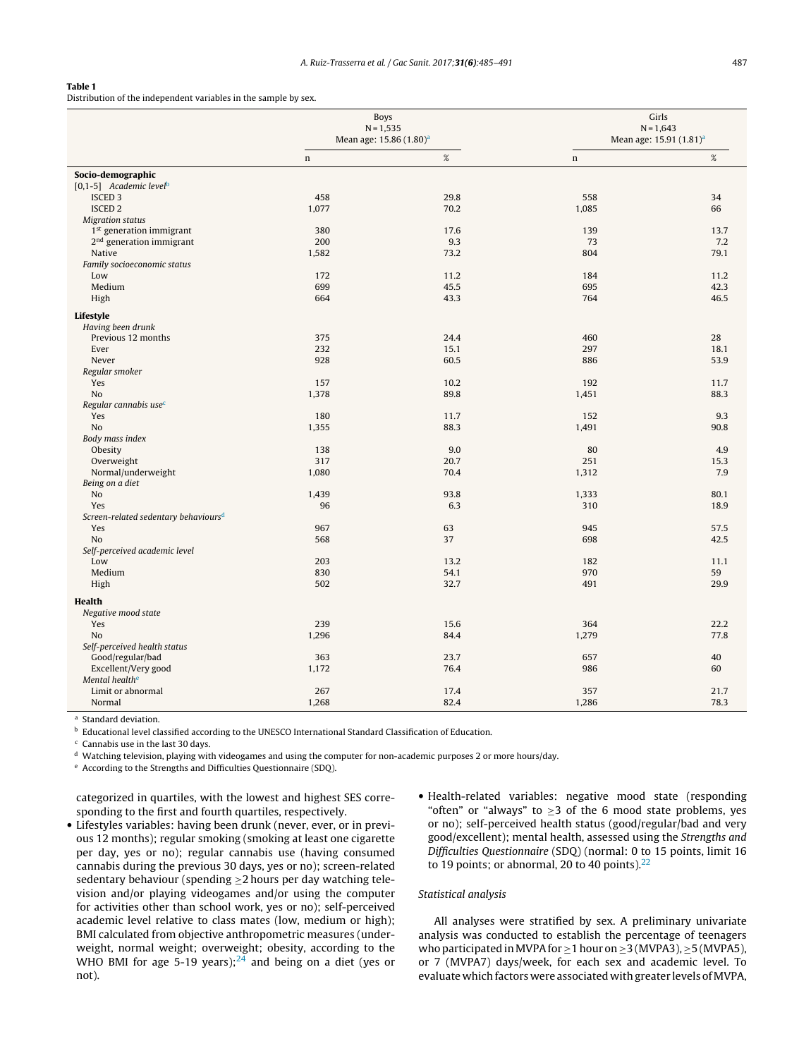**Table 1**
Distribution of the independent variables in the sample by sex.

| | Boys N = 1,535 Mean age: 15.86 (1.80)[a] | | Girls N = 1,643 Mean age: 15.91 (1.81)[a] | |
|---|---|---|---|---|
| | n | % | n | % |
| **Socio-demographic** | | | | |
| [0,1-5] *Academic level*[b] | | | | |
| ISCED 3 | 458 | 29.8 | 558 | 34 |
| ISCED 2 | 1,077 | 70.2 | 1,085 | 66 |
| *Migration status* | | | | |
| 1st generation immigrant | 380 | 17.6 | 139 | 13.7 |
| 2nd generation immigrant | 200 | 9.3 | 73 | 7.2 |
| Native | 1,582 | 73.2 | 804 | 79.1 |
| *Family socioeconomic status* | | | | |
| Low | 172 | 11.2 | 184 | 11.2 |
| Medium | 699 | 45.5 | 695 | 42.3 |
| High | 664 | 43.3 | 764 | 46.5 |
| **Lifestyle** | | | | |
| *Having been drunk* | | | | |
| Previous 12 months | 375 | 24.4 | 460 | 28 |
| Ever | 232 | 15.1 | 297 | 18.1 |
| Never | 928 | 60.5 | 886 | 53.9 |
| *Regular smoker* | | | | |
| Yes | 157 | 10.2 | 192 | 11.7 |
| No | 1,378 | 89.8 | 1,451 | 88.3 |
| *Regular cannabis use*[c] | | | | |
| Yes | 180 | 11.7 | 152 | 9.3 |
| No | 1,355 | 88.3 | 1,491 | 90.8 |
| *Body mass index* | | | | |
| Obesity | 138 | 9.0 | 80 | 4.9 |
| Overweight | 317 | 20.7 | 251 | 15.3 |
| Normal/underweight | 1,080 | 70.4 | 1,312 | 7.9 |
| *Being on a diet* | | | | |
| No | 1,439 | 93.8 | 1,333 | 80.1 |
| Yes | 96 | 6.3 | 310 | 18.9 |
| *Screen-related sedentary behaviours*[d] | | | | |
| Yes | 967 | 63 | 945 | 57.5 |
| No | 568 | 37 | 698 | 42.5 |
| *Self-perceived academic level* | | | | |
| Low | 203 | 13.2 | 182 | 11.1 |
| Medium | 830 | 54.1 | 970 | 59 |
| High | 502 | 32.7 | 491 | 29.9 |
| **Health** | | | | |
| *Negative mood state* | | | | |
| Yes | 239 | 15.6 | 364 | 22.2 |
| No | 1,296 | 84.4 | 1,279 | 77.8 |
| *Self-perceived health status* | | | | |
| Good/regular/bad | 363 | 23.7 | 657 | 40 |
| Excellent/Very good | 1,172 | 76.4 | 986 | 60 |
| *Mental health*[e] | | | | |
| Limit or abnormal | 267 | 17.4 | 357 | 21.7 |
| Normal | 1,268 | 82.4 | 1,286 | 78.3 |

[a] Standard deviation.
[b] Educational level classified according to the UNESCO International Standard Classification of Education.
[c] Cannabis use in the last 30 days.
[d] Watching television, playing with videogames and using the computer for non-academic purposes 2 or more hours/day.
[e] According to the Strengths and Difficulties Questionnaire (SDQ).

categorized in quartiles, with the lowest and highest SES corresponding to the first and fourth quartiles, respectively.

- Lifestyles variables: having been drunk (never, ever, or in previous 12 months); regular smoking (smoking at least one cigarette per day, yes or no); regular cannabis use (having consumed cannabis during the previous 30 days, yes or no); screen-related sedentary behaviour (spending ≥2 hours per day watching television and/or playing videogames and/or using the computer for activities other than school work, yes or no); self-perceived academic level relative to class mates (low, medium or high); BMI calculated from objective anthropometric measures (underweight, normal weight; overweight; obesity, according to the WHO BMI for age 5-19 years);[24] and being on a diet (yes or not).
- Health-related variables: negative mood state (responding "often" or "always" to ≥3 of the 6 mood state problems, yes or no); self-perceived health status (good/regular/bad and very good/excellent); mental health, assessed using the *Strengths and Difficulties Questionnaire* (SDQ) (normal: 0 to 15 points, limit 16 to 19 points; or abnormal, 20 to 40 points).[22]

### Statistical analysis

All analyses were stratified by sex. A preliminary univariate analysis was conducted to establish the percentage of teenagers who participated in MVPA for ≥1 hour on ≥3 (MVPA3), ≥5 (MVPA5), or 7 (MVPA7) days/week, for each sex and academic level. To evaluate which factors were associated with greater levels of MVPA,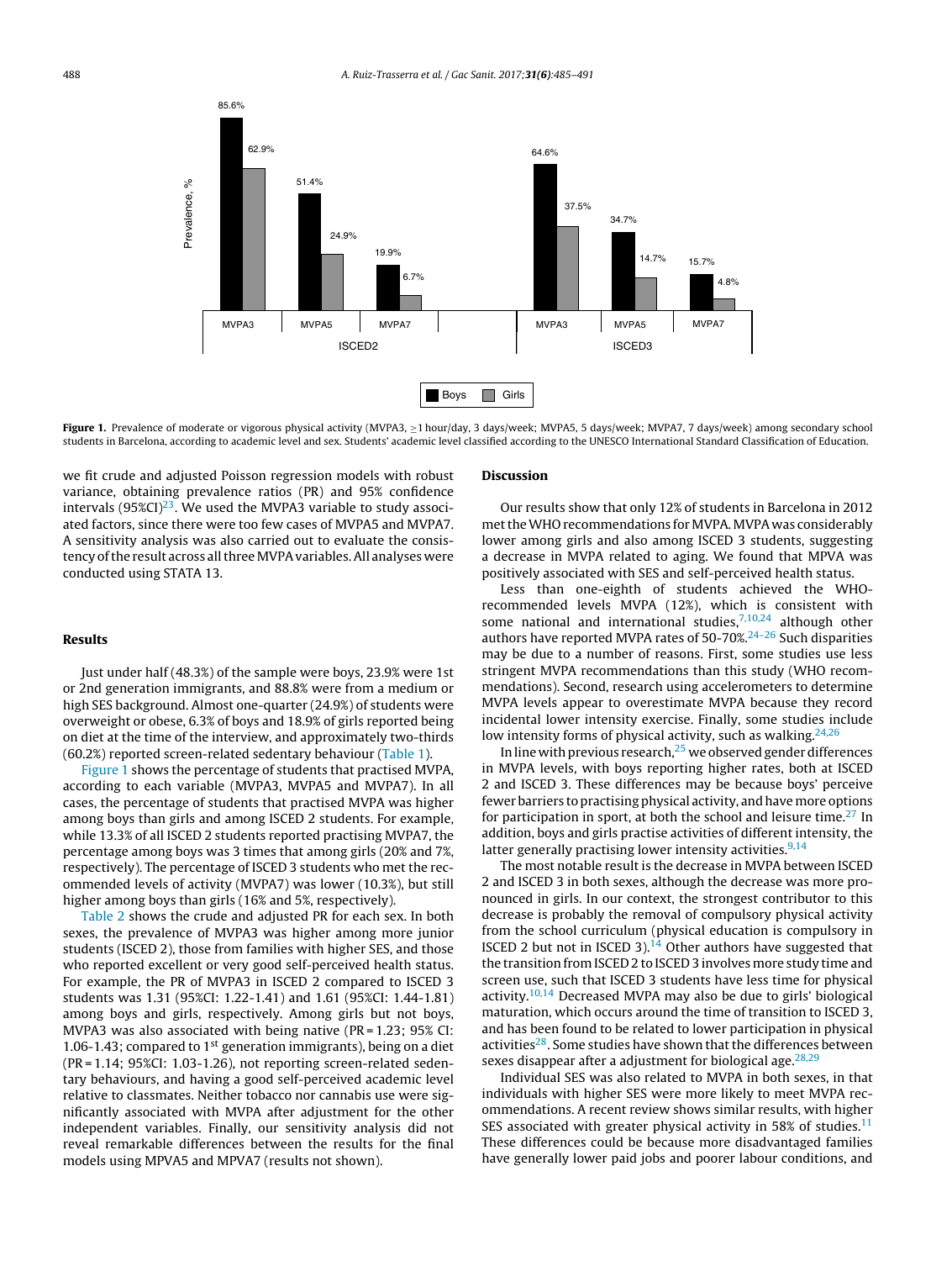Figure 1. Prevalence of moderate or vigorous physical activity (MVPA3, ≥1 hour/day, 3 days/week; MVPA5, 5 days/week; MVPA7, 7 days/week) among secondary school students in Barcelona, according to academic level and sex. Students' academic level classified according to the UNESCO International Standard Classification of Education.

we fit crude and adjusted Poisson regression models with robust variance, obtaining prevalence ratios (PR) and 95% confidence intervals (95%CI)[23]. We used the MVPA3 variable to study associated factors, since there were too few cases of MVPA5 and MVPA7. A sensitivity analysis was also carried out to evaluate the consistency of the result across all three MVPA variables. All analyses were conducted using STATA 13.

## Results

Just under half (48.3%) of the sample were boys, 23.9% were 1st or 2nd generation immigrants, and 88.8% were from a medium or high SES background. Almost one-quarter (24.9%) of students were overweight or obese, 6.3% of boys and 18.9% of girls reported being on diet at the time of the interview, and approximately two-thirds (60.2%) reported screen-related sedentary behaviour (Table 1).

Figure 1 shows the percentage of students that practised MVPA, according to each variable (MVPA3, MVPA5 and MVPA7). In all cases, the percentage of students that practised MVPA was higher among boys than girls and among ISCED 2 students. For example, while 13.3% of all ISCED 2 students reported practising MVPA7, the percentage among boys was 3 times that among girls (20% and 7%, respectively). The percentage of ISCED 3 students who met the recommended levels of activity (MVPA7) was lower (10.3%), but still higher among boys than girls (16% and 5%, respectively).

Table 2 shows the crude and adjusted PR for each sex. In both sexes, the prevalence of MVPA3 was higher among more junior students (ISCED 2), those from families with higher SES, and those who reported excellent or very good self-perceived health status. For example, the PR of MVPA3 in ISCED 2 compared to ISCED 3 students was 1.31 (95%CI: 1.22-1.41) and 1.61 (95%CI: 1.44-1.81) among boys and girls, respectively. Among girls but not boys, MVPA3 was also associated with being native (PR = 1.23; 95% CI: 1.06-1.43; compared to 1st generation immigrants), being on a diet (PR = 1.14; 95%CI: 1.03-1.26), not reporting screen-related sedentary behaviours, and having a good self-perceived academic level relative to classmates. Neither tobacco nor cannabis use were significantly associated with MVPA after adjustment for the other independent variables. Finally, our sensitivity analysis did not reveal remarkable differences between the results for the final models using MPVA5 and MPVA7 (results not shown).

## Discussion

Our results show that only 12% of students in Barcelona in 2012 met the WHO recommendations for MVPA. MVPA was considerably lower among girls and also among ISCED 3 students, suggesting a decrease in MVPA related to aging. We found that MPVA was positively associated with SES and self-perceived health status.

Less than one-eighth of students achieved the WHO-recommended levels MVPA (12%), which is consistent with some national and international studies,[7,10,24] although other authors have reported MVPA rates of 50-70%.[24–26] Such disparities may be due to a number of reasons. First, some studies use less stringent MVPA recommendations than this study (WHO recommendations). Second, research using accelerometers to determine MVPA levels appear to overestimate MVPA because they record incidental lower intensity exercise. Finally, some studies include low intensity forms of physical activity, such as walking.[24,26]

In line with previous research,[25] we observed gender differences in MVPA levels, with boys reporting higher rates, both at ISCED 2 and ISCED 3. These differences may be because boys' perceive fewer barriers to practising physical activity, and have more options for participation in sport, at both the school and leisure time.[27] In addition, boys and girls practise activities of different intensity, the latter generally practising lower intensity activities.[9,14]

The most notable result is the decrease in MVPA between ISCED 2 and ISCED 3 in both sexes, although the decrease was more pronounced in girls. In our context, the strongest contributor to this decrease is probably the removal of compulsory physical activity from the school curriculum (physical education is compulsory in ISCED 2 but not in ISCED 3).[14] Other authors have suggested that the transition from ISCED 2 to ISCED 3 involves more study time and screen use, such that ISCED 3 students have less time for physical activity.[10,14] Decreased MVPA may also be due to girls' biological maturation, which occurs around the time of transition to ISCED 3, and has been found to be related to lower participation in physical activities[28]. Some studies have shown that the differences between sexes disappear after a adjustment for biological age.[28,29]

Individual SES was also related to MVPA in both sexes, in that individuals with higher SES were more likely to meet MVPA recommendations. A recent review shows similar results, with higher SES associated with greater physical activity in 58% of studies.[11] These differences could be because more disadvantaged families have generally lower paid jobs and poorer labour conditions, and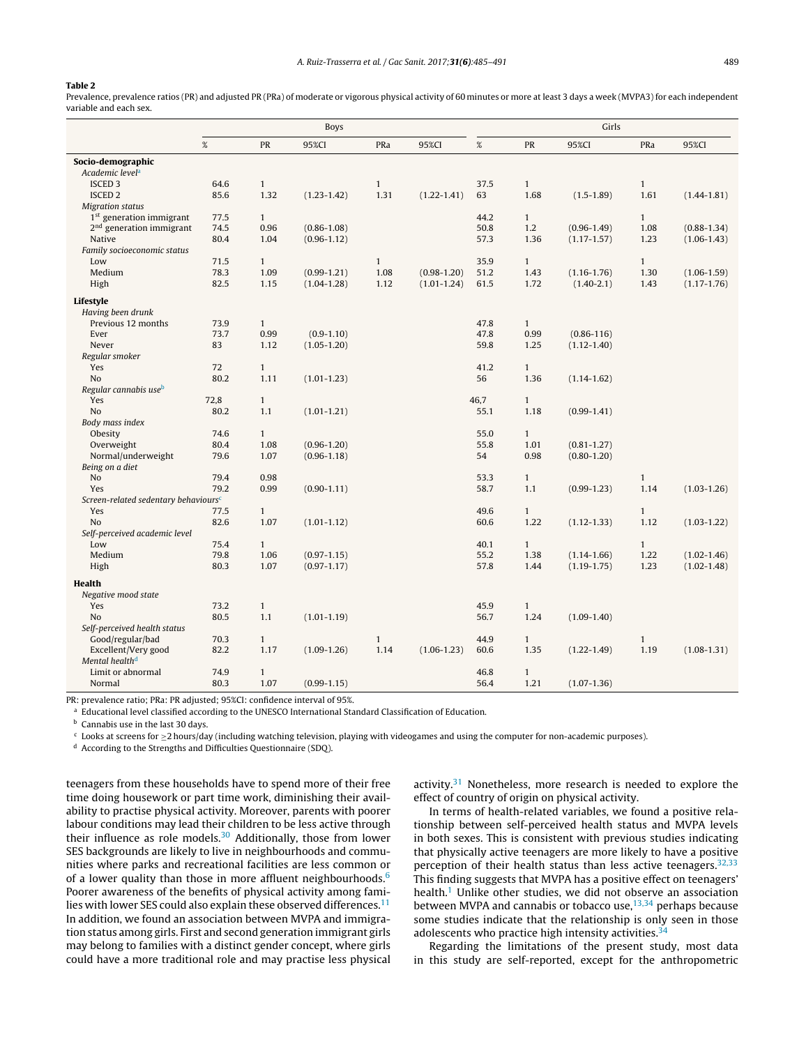**Table 2**

Prevalence, prevalence ratios (PR) and adjusted PR (PRa) of moderate or vigorous physical activity of 60 minutes or more at least 3 days a week (MVPA3) for each independent variable and each sex.

| | Boys | | | | | Girls | | | | |
|---|---|---|---|---|---|---|---|---|---|---|
| | % | PR | 95%CI | PRa | 95%CI | % | PR | 95%CI | PRa | 95%CI |
| **Socio-demographic** | | | | | | | | | | |
| *Academic level*[a] | | | | | | | | | | |
| ISCED 3 | 64.6 | 1 | | 1 | | 37.5 | 1 | | 1 | |
| ISCED 2 | 85.6 | 1.32 | (1.23-1.42) | 1.31 | (1.22-1.41) | 63 | 1.68 | (1.5-1.89) | 1.61 | (1.44-1.81) |
| *Migration status* | | | | | | | | | | |
| 1st generation immigrant | 77.5 | 1 | | | | 44.2 | 1 | | 1 | |
| 2nd generation immigrant | 74.5 | 0.96 | (0.86-1.08) | | | 50.8 | 1.2 | (0.96-1.49) | 1.08 | (0.88-1.34) |
| Native | 80.4 | 1.04 | (0.96-1.12) | | | 57.3 | 1.36 | (1.17-1.57) | 1.23 | (1.06-1.43) |
| *Family socioeconomic status* | | | | | | | | | | |
| Low | 71.5 | 1 | | 1 | | 35.9 | 1 | | 1 | |
| Medium | 78.3 | 1.09 | (0.99-1.21) | 1.08 | (0.98-1.20) | 51.2 | 1.43 | (1.16-1.76) | 1.30 | (1.06-1.59) |
| High | 82.5 | 1.15 | (1.04-1.28) | 1.12 | (1.01-1.24) | 61.5 | 1.72 | (1.40-2.1) | 1.43 | (1.17-1.76) |
| **Lifestyle** | | | | | | | | | | |
| *Having been drunk* | | | | | | | | | | |
| Previous 12 months | 73.9 | 1 | | | | 47.8 | 1 | | | |
| Ever | 73.7 | 0.99 | (0.9-1.10) | | | 47.8 | 0.99 | (0.86-116) | | |
| Never | 83 | 1.12 | (1.05-1.20) | | | 59.8 | 1.25 | (1.12-1.40) | | |
| *Regular smoker* | | | | | | | | | | |
| Yes | 72 | 1 | | | | 41.2 | 1 | | | |
| No | 80.2 | 1.11 | (1.01-1.23) | | | 56 | 1.36 | (1.14-1.62) | | |
| *Regular cannabis use*[b] | | | | | | | | | | |
| Yes | 72,8 | 1 | | | | 46,7 | 1 | | | |
| No | 80.2 | 1.1 | (1.01-1.21) | | | 55.1 | 1.18 | (0.99-1.41) | | |
| *Body mass index* | | | | | | | | | | |
| Obesity | 74.6 | 1 | | | | 55.0 | 1 | | | |
| Overweight | 80.4 | 1.08 | (0.96-1.20) | | | 55.8 | 1.01 | (0.81-1.27) | | |
| Normal/underweight | 79.6 | 1.07 | (0.96-1.18) | | | 54 | 0.98 | (0.80-1.20) | | |
| *Being on a diet* | | | | | | | | | | |
| No | 79.4 | 0.98 | | | | 53.3 | 1 | | 1 | |
| Yes | 79.2 | 0.99 | (0.90-1.11) | | | 58.7 | 1.1 | (0.99-1.23) | 1.14 | (1.03-1.26) |
| *Screen-related sedentary behaviours*[c] | | | | | | | | | | |
| Yes | 77.5 | 1 | | | | 49.6 | 1 | | 1 | |
| No | 82.6 | 1.07 | (1.01-1.12) | | | 60.6 | 1.22 | (1.12-1.33) | 1.12 | (1.03-1.22) |
| *Self-perceived academic level* | | | | | | | | | | |
| Low | 75.4 | 1 | | | | 40.1 | 1 | | 1 | |
| Medium | 79.8 | 1.06 | (0.97-1.15) | | | 55.2 | 1.38 | (1.14-1.66) | 1.22 | (1.02-1.46) |
| High | 80.3 | 1.07 | (0.97-1.17) | | | 57.8 | 1.44 | (1.19-1.75) | 1.23 | (1.02-1.48) |
| **Health** | | | | | | | | | | |
| *Negative mood state* | | | | | | | | | | |
| Yes | 73.2 | 1 | | | | 45.9 | 1 | | | |
| No | 80.5 | 1.1 | (1.01-1.19) | | | 56.7 | 1.24 | (1.09-1.40) | | |
| *Self-perceived health status* | | | | | | | | | | |
| Good/regular/bad | 70.3 | 1 | | 1 | | 44.9 | 1 | | 1 | |
| Excellent/Very good | 82.2 | 1.17 | (1.09-1.26) | 1.14 | (1.06-1.23) | 60.6 | 1.35 | (1.22-1.49) | 1.19 | (1.08-1.31) |
| *Mental health*[d] | | | | | | | | | | |
| Limit or abnormal | 74.9 | 1 | | | | 46.8 | 1 | | | |
| Normal | 80.3 | 1.07 | (0.99-1.15) | | | 56.4 | 1.21 | (1.07-1.36) | | |

PR: prevalence ratio; PRa: PR adjusted; 95%CI: confidence interval of 95%.

[a] Educational level classified according to the UNESCO International Standard Classification of Education.

[b] Cannabis use in the last 30 days.

[c] Looks at screens for ≥2 hours/day (including watching television, playing with videogames and using the computer for non-academic purposes).

[d] According to the Strengths and Difficulties Questionnaire (SDQ).

teenagers from these households have to spend more of their free time doing housework or part time work, diminishing their availability to practise physical activity. Moreover, parents with poorer labour conditions may lead their children to be less active through their influence as role models.[30] Additionally, those from lower SES backgrounds are likely to live in neighbourhoods and communities where parks and recreational facilities are less common or of a lower quality than those in more affluent neighbourhoods.[6] Poorer awareness of the benefits of physical activity among families with lower SES could also explain these observed differences.[11] In addition, we found an association between MVPA and immigration status among girls. First and second generation immigrant girls may belong to families with a distinct gender concept, where girls could have a more traditional role and may practise less physical activity.[31] Nonetheless, more research is needed to explore the effect of country of origin on physical activity.

In terms of health-related variables, we found a positive relationship between self-perceived health status and MVPA levels in both sexes. This is consistent with previous studies indicating that physically active teenagers are more likely to have a positive perception of their health status than less active teenagers.[32,33] This finding suggests that MVPA has a positive effect on teenagers' health.[1] Unlike other studies, we did not observe an association between MVPA and cannabis or tobacco use,[13,34] perhaps because some studies indicate that the relationship is only seen in those adolescents who practice high intensity activities.[34]

Regarding the limitations of the present study, most data in this study are self-reported, except for the anthropometric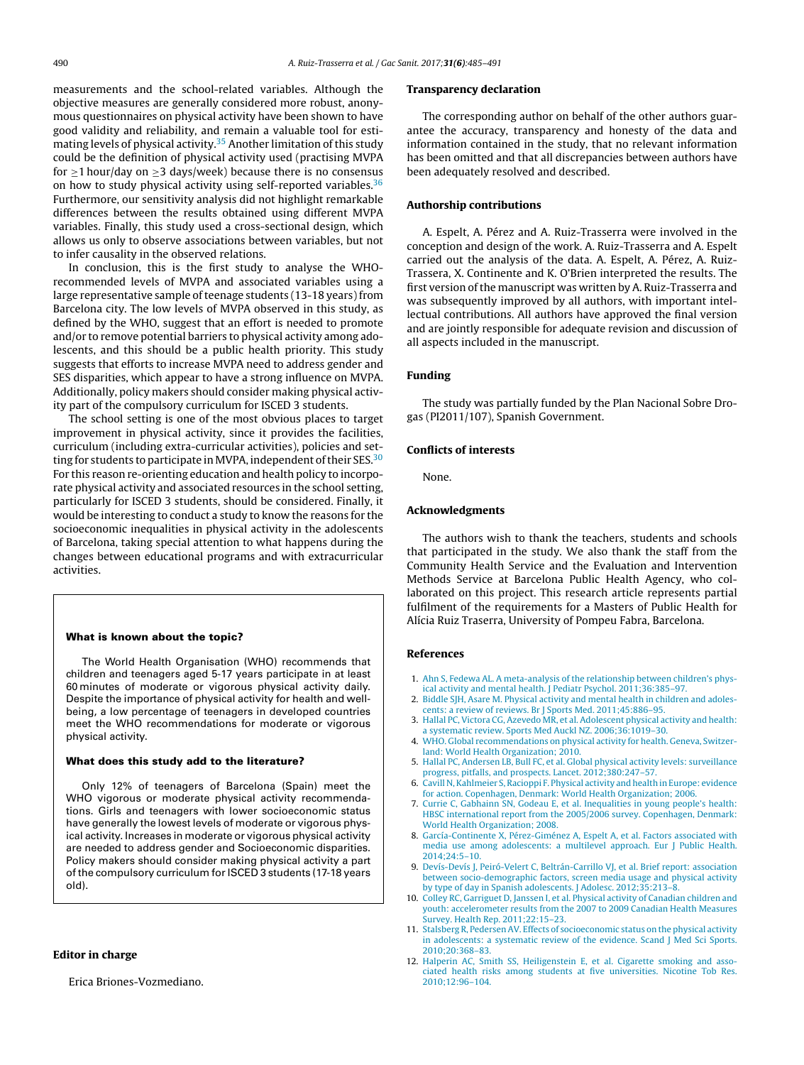measurements and the school-related variables. Although the objective measures are generally considered more robust, anonymous questionnaires on physical activity have been shown to have good validity and reliability, and remain a valuable tool for estimating levels of physical activity.[35] Another limitation of this study could be the definition of physical activity used (practising MVPA for ≥1 hour/day on ≥3 days/week) because there is no consensus on how to study physical activity using self-reported variables.[36] Furthermore, our sensitivity analysis did not highlight remarkable differences between the results obtained using different MVPA variables. Finally, this study used a cross-sectional design, which allows us only to observe associations between variables, but not to infer causality in the observed relations.

In conclusion, this is the first study to analyse the WHO-recommended levels of MVPA and associated variables using a large representative sample of teenage students (13-18 years) from Barcelona city. The low levels of MVPA observed in this study, as defined by the WHO, suggest that an effort is needed to promote and/or to remove potential barriers to physical activity among adolescents, and this should be a public health priority. This study suggests that efforts to increase MVPA need to address gender and SES disparities, which appear to have a strong influence on MVPA. Additionally, policy makers should consider making physical activity part of the compulsory curriculum for ISCED 3 students.

The school setting is one of the most obvious places to target improvement in physical activity, since it provides the facilities, curriculum (including extra-curricular activities), policies and setting for students to participate in MVPA, independent of their SES.[30] For this reason re-orienting education and health policy to incorporate physical activity and associated resources in the school setting, particularly for ISCED 3 students, should be considered. Finally, it would be interesting to conduct a study to know the reasons for the socioeconomic inequalities in physical activity in the adolescents of Barcelona, taking special attention to what happens during the changes between educational programs and with extracurricular activities.

**What is known about the topic?**

The World Health Organisation (WHO) recommends that children and teenagers aged 5-17 years participate in at least 60 minutes of moderate or vigorous physical activity daily. Despite the importance of physical activity for health and well-being, a low percentage of teenagers in developed countries meet the WHO recommendations for moderate or vigorous physical activity.

**What does this study add to the literature?**

Only 12% of teenagers of Barcelona (Spain) meet the WHO vigorous or moderate physical activity recommendations. Girls and teenagers with lower socioeconomic status have generally the lowest levels of moderate or vigorous physical activity. Increases in moderate or vigorous physical activity are needed to address gender and Socioeconomic disparities. Policy makers should consider making physical activity a part of the compulsory curriculum for ISCED 3 students (17-18 years old).

## Editor in charge

Erica Briones-Vozmediano.

## Transparency declaration

The corresponding author on behalf of the other authors guarantee the accuracy, transparency and honesty of the data and information contained in the study, that no relevant information has been omitted and that all discrepancies between authors have been adequately resolved and described.

## Authorship contributions

A. Espelt, A. Pérez and A. Ruiz-Trasserra were involved in the conception and design of the work. A. Ruiz-Trasserra and A. Espelt carried out the analysis of the data. A. Espelt, A. Pérez, A. Ruiz-Trassera, X. Continente and K. O'Brien interpreted the results. The first version of the manuscript was written by A. Ruiz-Trasserra and was subsequently improved by all authors, with important intellectual contributions. All authors have approved the final version and are jointly responsible for adequate revision and discussion of all aspects included in the manuscript.

## Funding

The study was partially funded by the Plan Nacional Sobre Drogas (PI2011/107), Spanish Government.

## Conflicts of interests

None.

## Acknowledgments

The authors wish to thank the teachers, students and schools that participated in the study. We also thank the staff from the Community Health Service and the Evaluation and Intervention Methods Service at Barcelona Public Health Agency, who collaborated on this project. This research article represents partial fulfilment of the requirements for a Masters of Public Health for Alícia Ruiz Traserra, University of Pompeu Fabra, Barcelona.

## References

1. Ahn S, Fedewa AL. A meta-analysis of the relationship between children's physical activity and mental health. J Pediatr Psychol. 2011;36:385–97.
2. Biddle SJH, Asare M. Physical activity and mental health in children and adolescents: a review of reviews. Br J Sports Med. 2011;45:886–95.
3. Hallal PC, Victora CG, Azevedo MR, et al. Adolescent physical activity and health: a systematic review. Sports Med Auckl NZ. 2006;36:1019–30.
4. WHO. Global recommendations on physical activity for health. Geneva, Switzerland: World Health Organization; 2010.
5. Hallal PC, Andersen LB, Bull FC, et al. Global physical activity levels: surveillance progress, pitfalls, and prospects. Lancet. 2012;380:247–57.
6. Cavill N, Kahlmeier S, Racioppi F. Physical activity and health in Europe: evidence for action. Copenhagen, Denmark: World Health Organization; 2006.
7. Currie C, Gabhainn SN, Godeau E, et al. Inequalities in young people's health: HBSC international report from the 2005/2006 survey. Copenhagen, Denmark: World Health Organization; 2008.
8. García-Continente X, Pérez-Giménez A, Espelt A, et al. Factors associated with media use among adolescents: a multilevel approach. Eur J Public Health. 2014;24:5–10.
9. Devís-Devís J, Peiró-Velert C, Beltrán-Carrillo VJ, et al. Brief report: association between socio-demographic factors, screen media usage and physical activity by type of day in Spanish adolescents. J Adolesc. 2012;35:213–8.
10. Colley RC, Garriguet D, Janssen I, et al. Physical activity of Canadian children and youth: accelerometer results from the 2007 to 2009 Canadian Health Measures Survey. Health Rep. 2011;22:15–23.
11. Stalsberg R, Pedersen AV. Effects of socioeconomic status on the physical activity in adolescents: a systematic review of the evidence. Scand J Med Sci Sports. 2010;20:368–83.
12. Halperin AC, Smith SS, Heiligenstein E, et al. Cigarette smoking and associated health risks among students at five universities. Nicotine Tob Res. 2010;12:96–104.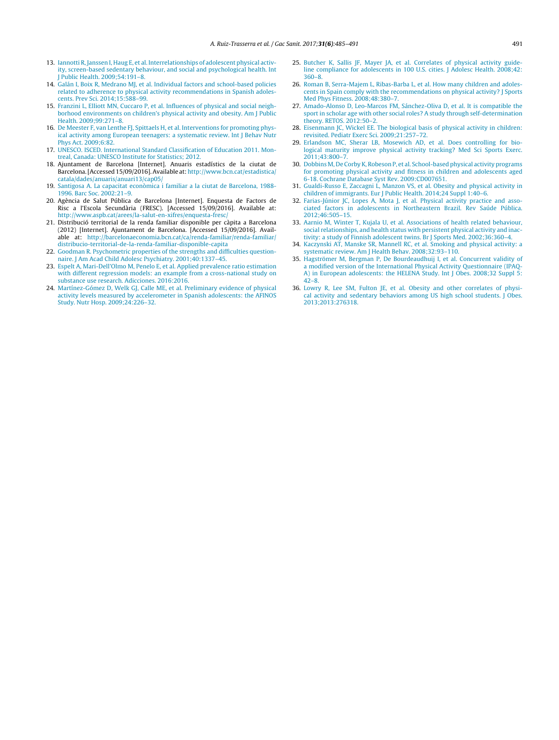13. Iannotti R, Janssen I, Haug E, et al. Interrelationships of adolescent physical activity, screen-based sedentary behaviour, and social and psychological health. Int J Public Health. 2009;54:191–8.
14. Galán I, Boix R, Medrano MJ, et al. Individual factors and school-based policies related to adherence to physical activity recommendations in Spanish adolescents. Prev Sci. 2014;15:588–99.
15. Franzini L, Elliott MN, Cuccaro P, et al. Influences of physical and social neighborhood environments on children's physical activity and obesity. Am J Public Health. 2009;99:271–8.
16. De Meester F, van Lenthe FJ, Spittaels H, et al. Interventions for promoting physical activity among European teenagers: a systematic review. Int J Behav Nutr Phys Act. 2009;6:82.
17. UNESCO. ISCED. International Standard Classification of Education 2011. Montreal, Canada: UNESCO Institute for Statistics; 2012.
18. Ajuntament de Barcelona [Internet]. Anuaris estadístics de la ciutat de Barcelona. [Accessed 15/09/2016]. Available at: http://www.bcn.cat/estadistica/catala/dades/anuaris/anuari13/cap05/
19. Santigosa A. La capacitat econòmica i familiar a la ciutat de Barcelona, 1988-1996. Barc Soc. 2002:21–9.
20. Agència de Salut Pública de Barcelona [Internet]. Enquesta de Factors de Risc a l'Escola Secundària (FRESC). [Accessed 15/09/2016]. Available at: http://www.aspb.cat/arees/la-salut-en-xifres/enquesta-fresc/
21. Distribució territorial de la renda familiar disponible per càpita a Barcelona (2012) [Internet]. Ajuntament de Barcelona. [Accessed 15/09/2016]. Available at: http://barcelonaeconomia.bcn.cat/ca/renda-familiar/renda-familiar/distribucio-territorial-de-la-renda-familiar-disponible-capita
22. Goodman R. Psychometric properties of the strengths and difficulties questionnaire. J Am Acad Child Adolesc Psychiatry. 2001;40:1337–45.
23. Espelt A, Mari-Dell'Olmo M, Penelo E, et al. Applied prevalence ratio estimation with different regression models: an example from a cross-national study on substance use research. Adicciones. 2016:2016.
24. Martínez-Gómez D, Welk GJ, Calle ME, et al. Preliminary evidence of physical activity levels measured by accelerometer in Spanish adolescents: the AFINOS Study. Nutr Hosp. 2009;24:226–32.
25. Butcher K, Sallis JF, Mayer JA, et al. Correlates of physical activity guideline compliance for adolescents in 100 U.S. cities. J Adolesc Health. 2008;42:360–8.
26. Roman B, Serra-Majem L, Ribas-Barba L, et al. How many children and adolescents in Spain comply with the recommendations on physical activity? J Sports Med Phys Fitness. 2008;48:380–7.
27. Amado-Alonso D, Leo-Marcos FM, Sánchez-Oliva D, et al. It is compatible the sport in scholar age with other social roles? A study through self-determination theory. RETOS. 2012:50–2.
28. Eisenmann JC, Wickel EE. The biological basis of physical activity in children: revisited. Pediatr Exerc Sci. 2009;21:257–72.
29. Erlandson MC, Sherar LB, Mosewich AD, et al. Does controlling for biological maturity improve physical activity tracking? Med Sci Sports Exerc. 2011;43:800–7.
30. Dobbins M, De Corby K, Robeson P, et al. School-based physical activity programs for promoting physical activity and fitness in children and adolescents aged 6-18. Cochrane Database Syst Rev. 2009:CD007651.
31. Gualdi-Russo E, Zaccagni L, Manzon VS, et al. Obesity and physical activity in children of immigrants. Eur J Public Health. 2014;24 Suppl 1:40–6.
32. Farias-Júnior JC, Lopes A, Mota J, et al. Physical activity practice and associated factors in adolescents in Northeastern Brazil. Rev Saúde Pública. 2012;46:505–15.
33. Aarnio M, Winter T, Kujala U, et al. Associations of health related behaviour, social relationships, and health status with persistent physical activity and inactivity: a study of Finnish adolescent twins. Br J Sports Med. 2002;36:360–4.
34. Kaczynski AT, Manske SR, Mannell RC, et al. Smoking and physical activity: a systematic review. Am J Health Behav. 2008;32:93–110.
35. Hagströmer M, Bergman P, De Bourdeaudhuij I, et al. Concurrent validity of a modified version of the International Physical Activity Questionnaire (IPAQ-A) in European adolescents: the HELENA Study. Int J Obes. 2008;32 Suppl 5:42–8.
36. Lowry R, Lee SM, Fulton JE, et al. Obesity and other correlates of physical activity and sedentary behaviors among US high school students. J Obes. 2013;2013:276318.